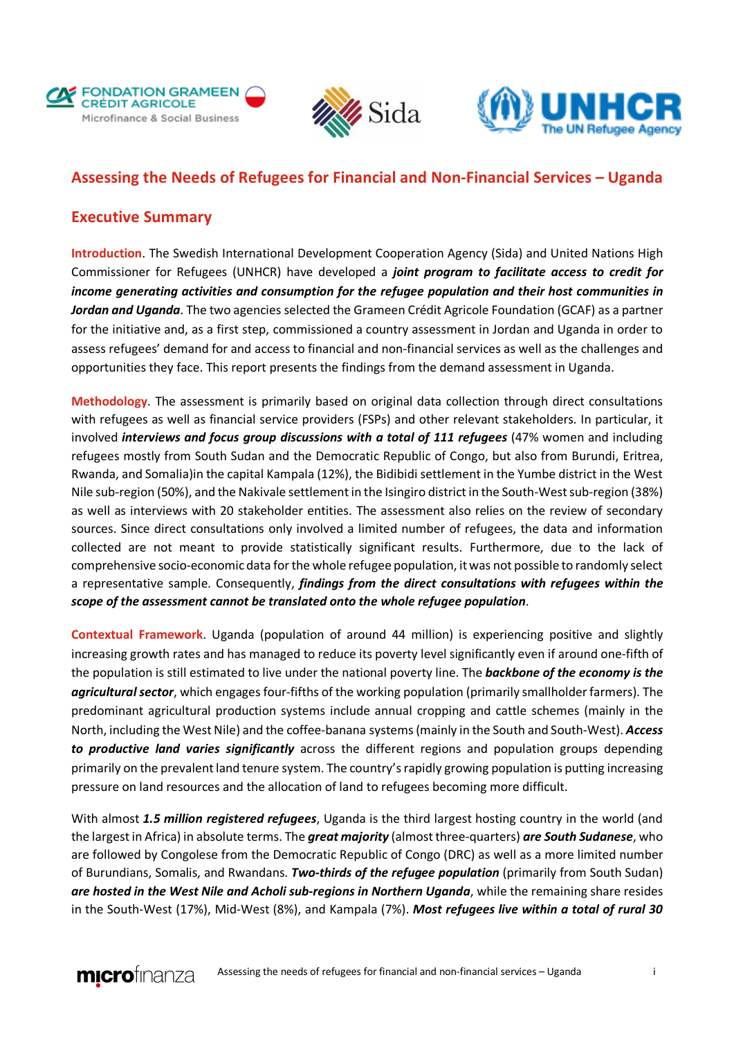# Assessing the Needs of Refugees for Financial and Non-Financial Services – Uganda

## Executive Summary

**Introduction**. The Swedish International Development Cooperation Agency (Sida) and United Nations High Commissioner for Refugees (UNHCR) have developed a ***joint program to facilitate access to credit for income generating activities and consumption for the refugee population and their host communities in Jordan and Uganda***. The two agencies selected the Grameen Crédit Agricole Foundation (GCAF) as a partner for the initiative and, as a first step, commissioned a country assessment in Jordan and Uganda in order to assess refugees' demand for and access to financial and non-financial services as well as the challenges and opportunities they face. This report presents the findings from the demand assessment in Uganda.

**Methodology**. The assessment is primarily based on original data collection through direct consultations with refugees as well as financial service providers (FSPs) and other relevant stakeholders. In particular, it involved ***interviews and focus group discussions with a total of 111 refugees*** (47% women and including refugees mostly from South Sudan and the Democratic Republic of Congo, but also from Burundi, Eritrea, Rwanda, and Somalia)in the capital Kampala (12%), the Bidibidi settlement in the Yumbe district in the West Nile sub-region (50%), and the Nakivale settlement in the Isingiro district in the South-West sub-region (38%) as well as interviews with 20 stakeholder entities. The assessment also relies on the review of secondary sources. Since direct consultations only involved a limited number of refugees, the data and information collected are not meant to provide statistically significant results. Furthermore, due to the lack of comprehensive socio-economic data for the whole refugee population, it was not possible to randomly select a representative sample. Consequently, ***findings from the direct consultations with refugees within the scope of the assessment cannot be translated onto the whole refugee population***.

**Contextual Framework**. Uganda (population of around 44 million) is experiencing positive and slightly increasing growth rates and has managed to reduce its poverty level significantly even if around one-fifth of the population is still estimated to live under the national poverty line. The ***backbone of the economy is the agricultural sector***, which engages four-fifths of the working population (primarily smallholder farmers). The predominant agricultural production systems include annual cropping and cattle schemes (mainly in the North, including the West Nile) and the coffee-banana systems (mainly in the South and South-West). ***Access to productive land varies significantly*** across the different regions and population groups depending primarily on the prevalent land tenure system. The country's rapidly growing population is putting increasing pressure on land resources and the allocation of land to refugees becoming more difficult.

With almost ***1.5 million registered refugees***, Uganda is the third largest hosting country in the world (and the largest in Africa) in absolute terms. The ***great majority*** (almost three-quarters) ***are South Sudanese***, who are followed by Congolese from the Democratic Republic of Congo (DRC) as well as a more limited number of Burundians, Somalis, and Rwandans. ***Two-thirds of the refugee population*** (primarily from South Sudan) ***are hosted in the West Nile and Acholi sub-regions in Northern Uganda***, while the remaining share resides in the South-West (17%), Mid-West (8%), and Kampala (7%). ***Most refugees live within a total of rural 30***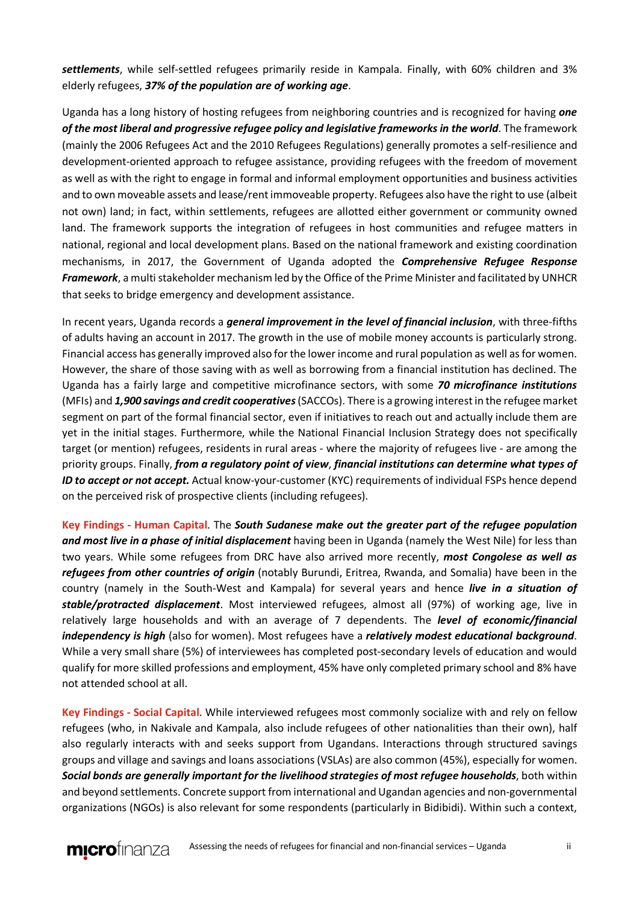***settlements***, while self-settled refugees primarily reside in Kampala. Finally, with 60% children and 3% elderly refugees, ***37% of the population are of working age***.

Uganda has a long history of hosting refugees from neighboring countries and is recognized for having ***one of the most liberal and progressive refugee policy and legislative frameworks in the world***. The framework (mainly the 2006 Refugees Act and the 2010 Refugees Regulations) generally promotes a self-resilience and development-oriented approach to refugee assistance, providing refugees with the freedom of movement as well as with the right to engage in formal and informal employment opportunities and business activities and to own moveable assets and lease/rent immoveable property. Refugees also have the right to use (albeit not own) land; in fact, within settlements, refugees are allotted either government or community owned land. The framework supports the integration of refugees in host communities and refugee matters in national, regional and local development plans. Based on the national framework and existing coordination mechanisms, in 2017, the Government of Uganda adopted the ***Comprehensive Refugee Response Framework***, a multi stakeholder mechanism led by the Office of the Prime Minister and facilitated by UNHCR that seeks to bridge emergency and development assistance.

In recent years, Uganda records a ***general improvement in the level of financial inclusion***, with three-fifths of adults having an account in 2017. The growth in the use of mobile money accounts is particularly strong. Financial access has generally improved also for the lower income and rural population as well as for women. However, the share of those saving with as well as borrowing from a financial institution has declined. The Uganda has a fairly large and competitive microfinance sectors, with some ***70 microfinance institutions*** (MFIs) and ***1,900 savings and credit cooperatives*** (SACCOs). There is a growing interest in the refugee market segment on part of the formal financial sector, even if initiatives to reach out and actually include them are yet in the initial stages. Furthermore, while the National Financial Inclusion Strategy does not specifically target (or mention) refugees, residents in rural areas - where the majority of refugees live - are among the priority groups. Finally, ***from a regulatory point of view***, ***financial institutions can determine what types of ID to accept or not accept.*** Actual know-your-customer (KYC) requirements of individual FSPs hence depend on the perceived risk of prospective clients (including refugees).

**Key Findings - Human Capital**. The ***South Sudanese make out the greater part of the refugee population and most live in a phase of initial displacement*** having been in Uganda (namely the West Nile) for less than two years. While some refugees from DRC have also arrived more recently, ***most Congolese as well as refugees from other countries of origin*** (notably Burundi, Eritrea, Rwanda, and Somalia) have been in the country (namely in the South-West and Kampala) for several years and hence ***live in a situation of stable/protracted displacement***. Most interviewed refugees, almost all (97%) of working age, live in relatively large households and with an average of 7 dependents. The ***level of economic/financial independency is high*** (also for women). Most refugees have a ***relatively modest educational background***. While a very small share (5%) of interviewees has completed post-secondary levels of education and would qualify for more skilled professions and employment, 45% have only completed primary school and 8% have not attended school at all.

**Key Findings - Social Capital**. While interviewed refugees most commonly socialize with and rely on fellow refugees (who, in Nakivale and Kampala, also include refugees of other nationalities than their own), half also regularly interacts with and seeks support from Ugandans. Interactions through structured savings groups and village and savings and loans associations (VSLAs) are also common (45%), especially for women. ***Social bonds are generally important for the livelihood strategies of most refugee households***, both within and beyond settlements. Concrete support from international and Ugandan agencies and non-governmental organizations (NGOs) is also relevant for some respondents (particularly in Bidibidi). Within such a context,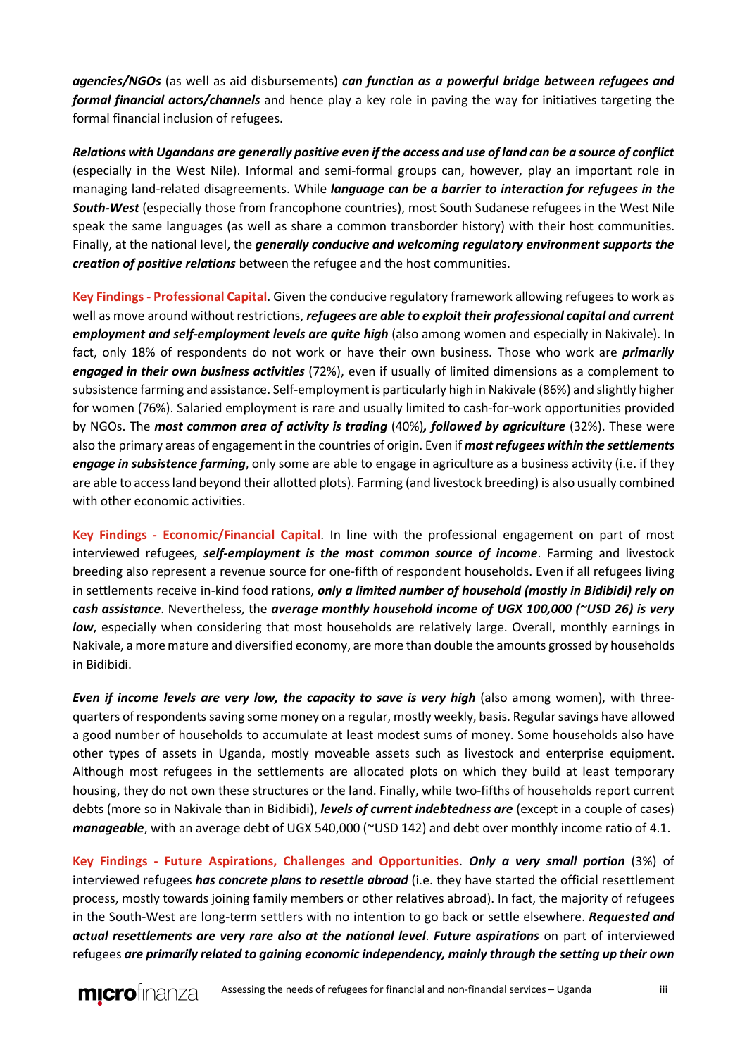***agencies/NGOs*** (as well as aid disbursements) ***can function as a powerful bridge between refugees and formal financial actors/channels*** and hence play a key role in paving the way for initiatives targeting the formal financial inclusion of refugees.

***Relations with Ugandans are generally positive even if the access and use of land can be a source of conflict*** (especially in the West Nile). Informal and semi-formal groups can, however, play an important role in managing land-related disagreements. While ***language can be a barrier to interaction for refugees in the South-West*** (especially those from francophone countries), most South Sudanese refugees in the West Nile speak the same languages (as well as share a common transborder history) with their host communities. Finally, at the national level, the ***generally conducive and welcoming regulatory environment supports the creation of positive relations*** between the refugee and the host communities.

**Key Findings - Professional Capital**. Given the conducive regulatory framework allowing refugees to work as well as move around without restrictions, ***refugees are able to exploit their professional capital and current employment and self-employment levels are quite high*** (also among women and especially in Nakivale). In fact, only 18% of respondents do not work or have their own business. Those who work are ***primarily engaged in their own business activities*** (72%), even if usually of limited dimensions as a complement to subsistence farming and assistance. Self-employment is particularly high in Nakivale (86%) and slightly higher for women (76%). Salaried employment is rare and usually limited to cash-for-work opportunities provided by NGOs. The ***most common area of activity is trading*** (40%)***, followed by agriculture*** (32%). These were also the primary areas of engagement in the countries of origin. Even if ***most refugees within the settlements engage in subsistence farming***, only some are able to engage in agriculture as a business activity (i.e. if they are able to access land beyond their allotted plots). Farming (and livestock breeding) is also usually combined with other economic activities.

**Key Findings - Economic/Financial Capital**. In line with the professional engagement on part of most interviewed refugees, ***self-employment is the most common source of income***. Farming and livestock breeding also represent a revenue source for one-fifth of respondent households. Even if all refugees living in settlements receive in-kind food rations, ***only a limited number of household (mostly in Bidibidi) rely on cash assistance***. Nevertheless, the ***average monthly household income of UGX 100,000 (~USD 26) is very low***, especially when considering that most households are relatively large. Overall, monthly earnings in Nakivale, a more mature and diversified economy, are more than double the amounts grossed by households in Bidibidi.

***Even if income levels are very low, the capacity to save is very high*** (also among women), with three-quarters of respondents saving some money on a regular, mostly weekly, basis. Regular savings have allowed a good number of households to accumulate at least modest sums of money. Some households also have other types of assets in Uganda, mostly moveable assets such as livestock and enterprise equipment. Although most refugees in the settlements are allocated plots on which they build at least temporary housing, they do not own these structures or the land. Finally, while two-fifths of households report current debts (more so in Nakivale than in Bidibidi), ***levels of current indebtedness are*** (except in a couple of cases) ***manageable***, with an average debt of UGX 540,000 (~USD 142) and debt over monthly income ratio of 4.1.

**Key Findings - Future Aspirations, Challenges and Opportunities**. ***Only a very small portion*** (3%) of interviewed refugees ***has concrete plans to resettle abroad*** (i.e. they have started the official resettlement process, mostly towards joining family members or other relatives abroad). In fact, the majority of refugees in the South-West are long-term settlers with no intention to go back or settle elsewhere. ***Requested and actual resettlements are very rare also at the national level***. ***Future aspirations*** on part of interviewed refugees ***are primarily related to gaining economic independency, mainly through the setting up their own***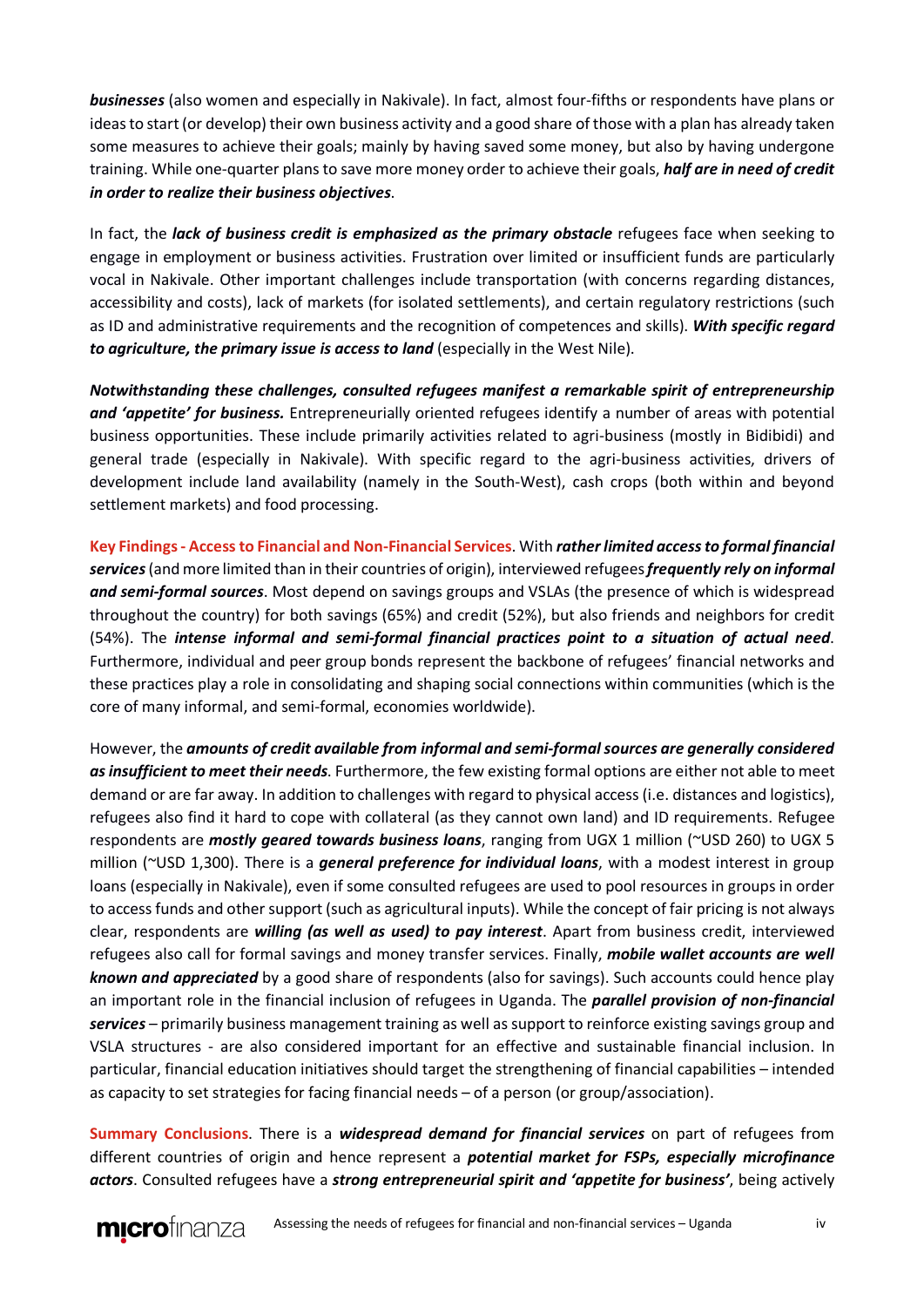***businesses*** (also women and especially in Nakivale). In fact, almost four-fifths or respondents have plans or ideas to start (or develop) their own business activity and a good share of those with a plan has already taken some measures to achieve their goals; mainly by having saved some money, but also by having undergone training. While one-quarter plans to save more money order to achieve their goals, ***half are in need of credit in order to realize their business objectives***.

In fact, the ***lack of business credit is emphasized as the primary obstacle*** refugees face when seeking to engage in employment or business activities. Frustration over limited or insufficient funds are particularly vocal in Nakivale. Other important challenges include transportation (with concerns regarding distances, accessibility and costs), lack of markets (for isolated settlements), and certain regulatory restrictions (such as ID and administrative requirements and the recognition of competences and skills). ***With specific regard to agriculture, the primary issue is access to land*** (especially in the West Nile).

***Notwithstanding these challenges, consulted refugees manifest a remarkable spirit of entrepreneurship and 'appetite' for business.*** Entrepreneurially oriented refugees identify a number of areas with potential business opportunities. These include primarily activities related to agri-business (mostly in Bidibidi) and general trade (especially in Nakivale). With specific regard to the agri-business activities, drivers of development include land availability (namely in the South-West), cash crops (both within and beyond settlement markets) and food processing.

**Key Findings - Access to Financial and Non-Financial Services**. With ***rather limited access to formal financial services*** (and more limited than in their countries of origin), interviewed refugees ***frequently rely on informal and semi-formal sources***. Most depend on savings groups and VSLAs (the presence of which is widespread throughout the country) for both savings (65%) and credit (52%), but also friends and neighbors for credit (54%). The ***intense informal and semi-formal financial practices point to a situation of actual need***. Furthermore, individual and peer group bonds represent the backbone of refugees' financial networks and these practices play a role in consolidating and shaping social connections within communities (which is the core of many informal, and semi-formal, economies worldwide).

However, the ***amounts of credit available from informal and semi-formal sources are generally considered as insufficient to meet their needs***. Furthermore, the few existing formal options are either not able to meet demand or are far away. In addition to challenges with regard to physical access (i.e. distances and logistics), refugees also find it hard to cope with collateral (as they cannot own land) and ID requirements. Refugee respondents are ***mostly geared towards business loans***, ranging from UGX 1 million (~USD 260) to UGX 5 million (~USD 1,300). There is a ***general preference for individual loans***, with a modest interest in group loans (especially in Nakivale), even if some consulted refugees are used to pool resources in groups in order to access funds and other support (such as agricultural inputs). While the concept of fair pricing is not always clear, respondents are ***willing (as well as used) to pay interest***. Apart from business credit, interviewed refugees also call for formal savings and money transfer services. Finally, ***mobile wallet accounts are well known and appreciated*** by a good share of respondents (also for savings). Such accounts could hence play an important role in the financial inclusion of refugees in Uganda. The ***parallel provision of non-financial services*** – primarily business management training as well as support to reinforce existing savings group and VSLA structures - are also considered important for an effective and sustainable financial inclusion. In particular, financial education initiatives should target the strengthening of financial capabilities – intended as capacity to set strategies for facing financial needs – of a person (or group/association).

**Summary Conclusions**. There is a ***widespread demand for financial services*** on part of refugees from different countries of origin and hence represent a ***potential market for FSPs, especially microfinance actors***. Consulted refugees have a ***strong entrepreneurial spirit and 'appetite for business'***, being actively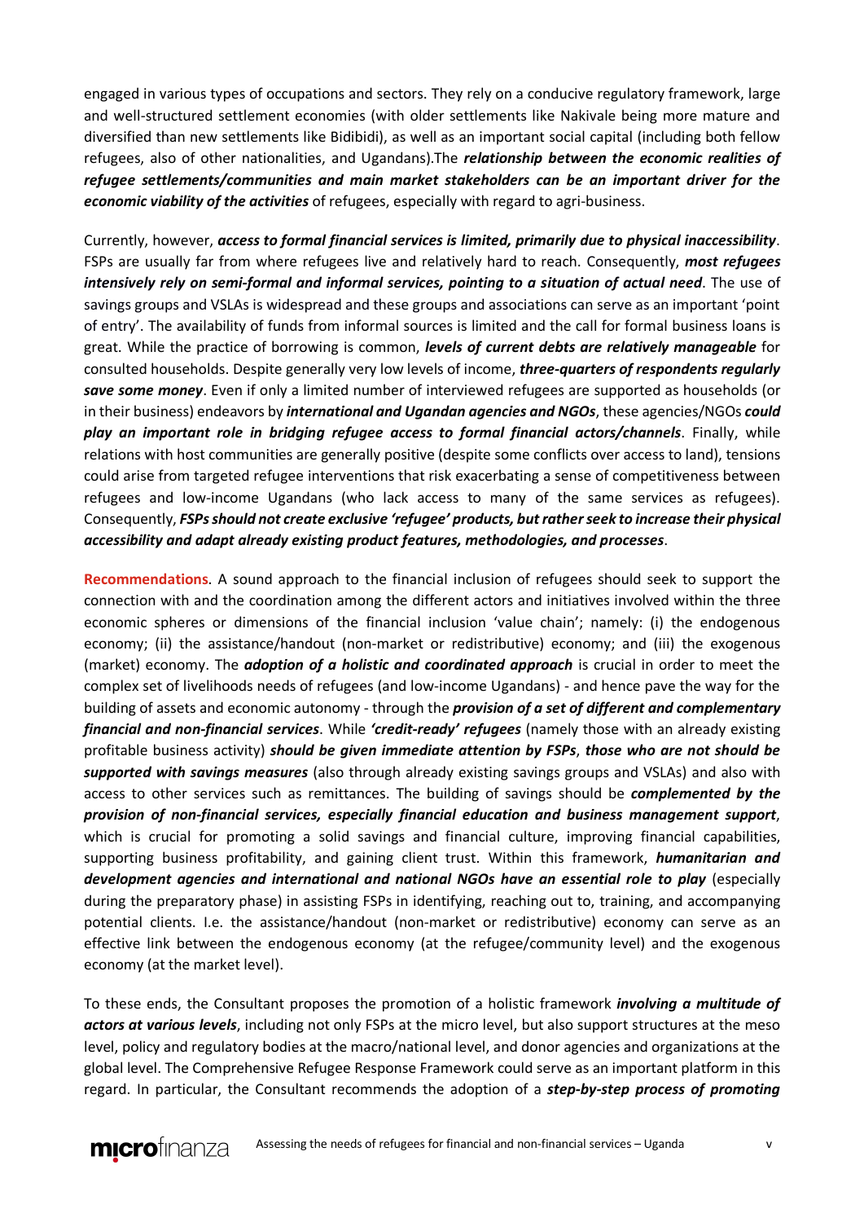engaged in various types of occupations and sectors. They rely on a conducive regulatory framework, large and well-structured settlement economies (with older settlements like Nakivale being more mature and diversified than new settlements like Bidibidi), as well as an important social capital (including both fellow refugees, also of other nationalities, and Ugandans).The ***relationship between the economic realities of refugee settlements/communities and main market stakeholders can be an important driver for the economic viability of the activities*** of refugees, especially with regard to agri-business.

Currently, however, ***access to formal financial services is limited, primarily due to physical inaccessibility***. FSPs are usually far from where refugees live and relatively hard to reach. Consequently, ***most refugees intensively rely on semi-formal and informal services, pointing to a situation of actual need***. The use of savings groups and VSLAs is widespread and these groups and associations can serve as an important 'point of entry'. The availability of funds from informal sources is limited and the call for formal business loans is great. While the practice of borrowing is common, ***levels of current debts are relatively manageable*** for consulted households. Despite generally very low levels of income, ***three-quarters of respondents regularly save some money***. Even if only a limited number of interviewed refugees are supported as households (or in their business) endeavors by ***international and Ugandan agencies and NGOs***, these agencies/NGOs ***could play an important role in bridging refugee access to formal financial actors/channels***. Finally, while relations with host communities are generally positive (despite some conflicts over access to land), tensions could arise from targeted refugee interventions that risk exacerbating a sense of competitiveness between refugees and low-income Ugandans (who lack access to many of the same services as refugees). Consequently, ***FSPs should not create exclusive 'refugee' products, but rather seek to increase their physical accessibility and adapt already existing product features, methodologies, and processes***.

**Recommendations**. A sound approach to the financial inclusion of refugees should seek to support the connection with and the coordination among the different actors and initiatives involved within the three economic spheres or dimensions of the financial inclusion 'value chain'; namely: (i) the endogenous economy; (ii) the assistance/handout (non-market or redistributive) economy; and (iii) the exogenous (market) economy. The ***adoption of a holistic and coordinated approach*** is crucial in order to meet the complex set of livelihoods needs of refugees (and low-income Ugandans) - and hence pave the way for the building of assets and economic autonomy - through the ***provision of a set of different and complementary financial and non-financial services***. While ***'credit-ready' refugees*** (namely those with an already existing profitable business activity) ***should be given immediate attention by FSPs***, ***those who are not should be supported with savings measures*** (also through already existing savings groups and VSLAs) and also with access to other services such as remittances. The building of savings should be ***complemented by the provision of non-financial services, especially financial education and business management support***, which is crucial for promoting a solid savings and financial culture, improving financial capabilities, supporting business profitability, and gaining client trust. Within this framework, ***humanitarian and development agencies and international and national NGOs have an essential role to play*** (especially during the preparatory phase) in assisting FSPs in identifying, reaching out to, training, and accompanying potential clients. I.e. the assistance/handout (non-market or redistributive) economy can serve as an effective link between the endogenous economy (at the refugee/community level) and the exogenous economy (at the market level).

To these ends, the Consultant proposes the promotion of a holistic framework ***involving a multitude of actors at various levels***, including not only FSPs at the micro level, but also support structures at the meso level, policy and regulatory bodies at the macro/national level, and donor agencies and organizations at the global level. The Comprehensive Refugee Response Framework could serve as an important platform in this regard. In particular, the Consultant recommends the adoption of a ***step-by-step process of promoting***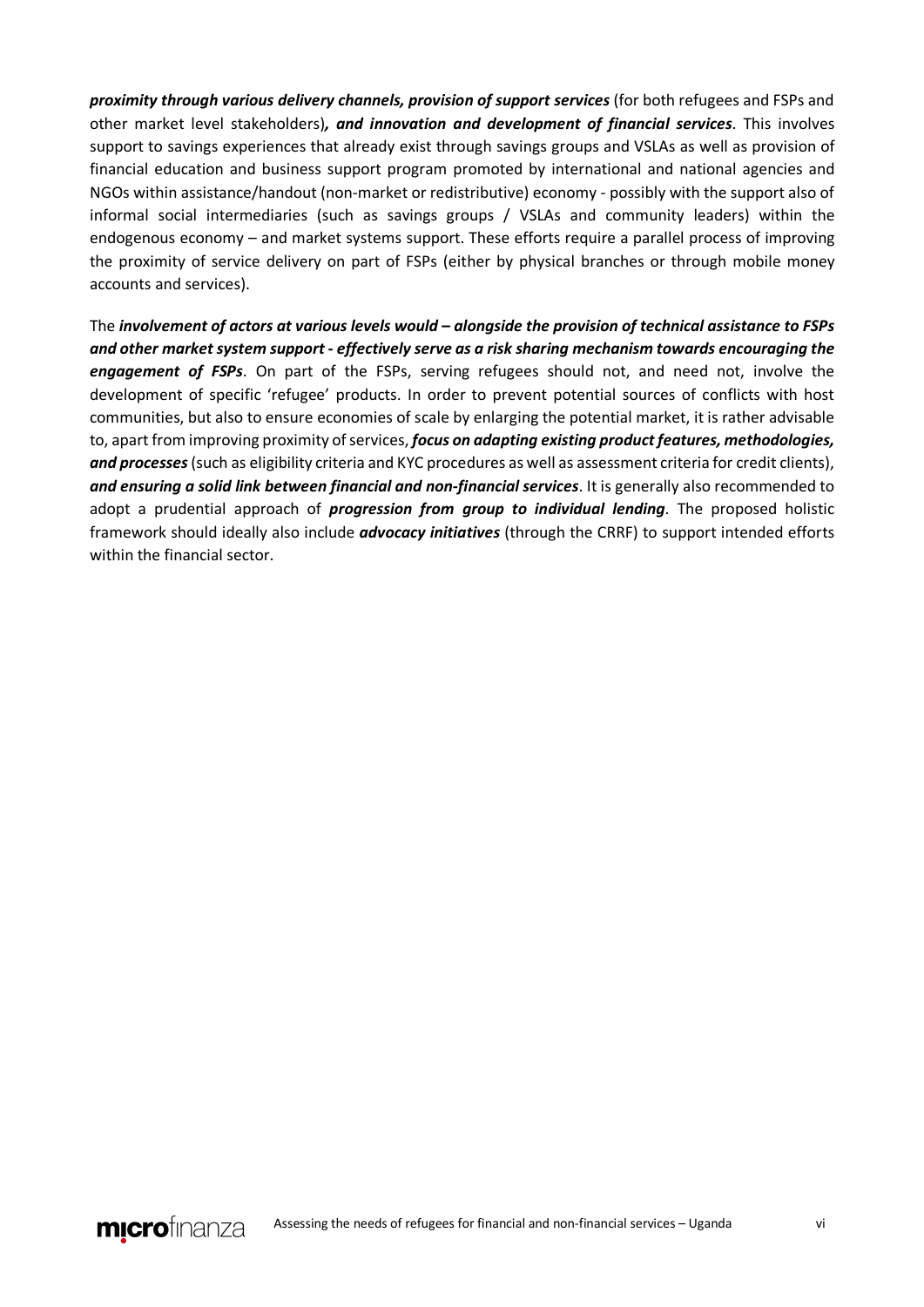***proximity through various delivery channels, provision of support services*** (for both refugees and FSPs and other market level stakeholders)***, and innovation and development of financial services***. This involves support to savings experiences that already exist through savings groups and VSLAs as well as provision of financial education and business support program promoted by international and national agencies and NGOs within assistance/handout (non-market or redistributive) economy - possibly with the support also of informal social intermediaries (such as savings groups / VSLAs and community leaders) within the endogenous economy – and market systems support. These efforts require a parallel process of improving the proximity of service delivery on part of FSPs (either by physical branches or through mobile money accounts and services).

The ***involvement of actors at various levels would – alongside the provision of technical assistance to FSPs and other market system support - effectively serve as a risk sharing mechanism towards encouraging the engagement of FSPs***. On part of the FSPs, serving refugees should not, and need not, involve the development of specific 'refugee' products. In order to prevent potential sources of conflicts with host communities, but also to ensure economies of scale by enlarging the potential market, it is rather advisable to, apart from improving proximity of services, ***focus on adapting existing product features, methodologies, and processes*** (such as eligibility criteria and KYC procedures as well as assessment criteria for credit clients), ***and ensuring a solid link between financial and non-financial services***. It is generally also recommended to adopt a prudential approach of ***progression from group to individual lending***. The proposed holistic framework should ideally also include ***advocacy initiatives*** (through the CRRF) to support intended efforts within the financial sector.